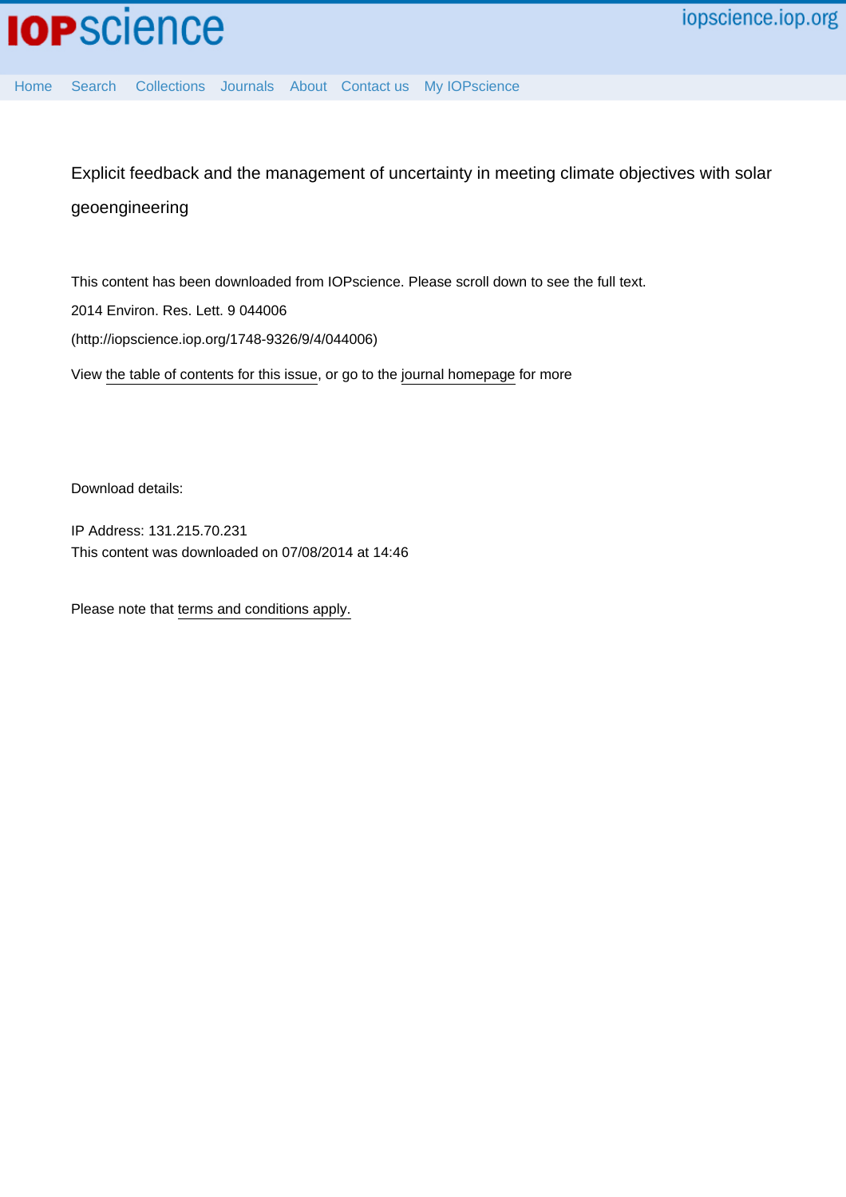Explicit feedback and the management of uncertainty in meeting climate objectives with solar geoengineering

This content has been downloaded from IOPscience. Please scroll down to see the full text.

2014 Environ. Res. Lett. 9 044006

(http://iopscience.iop.org/1748-9326/9/4/044006)

View the table of contents for this issue, or go to the journal homepage for more

Download details:

IP Address: 131.215.70.231

This content was downloaded on 07/08/2014 at 14:46

Please note that terms and conditions apply.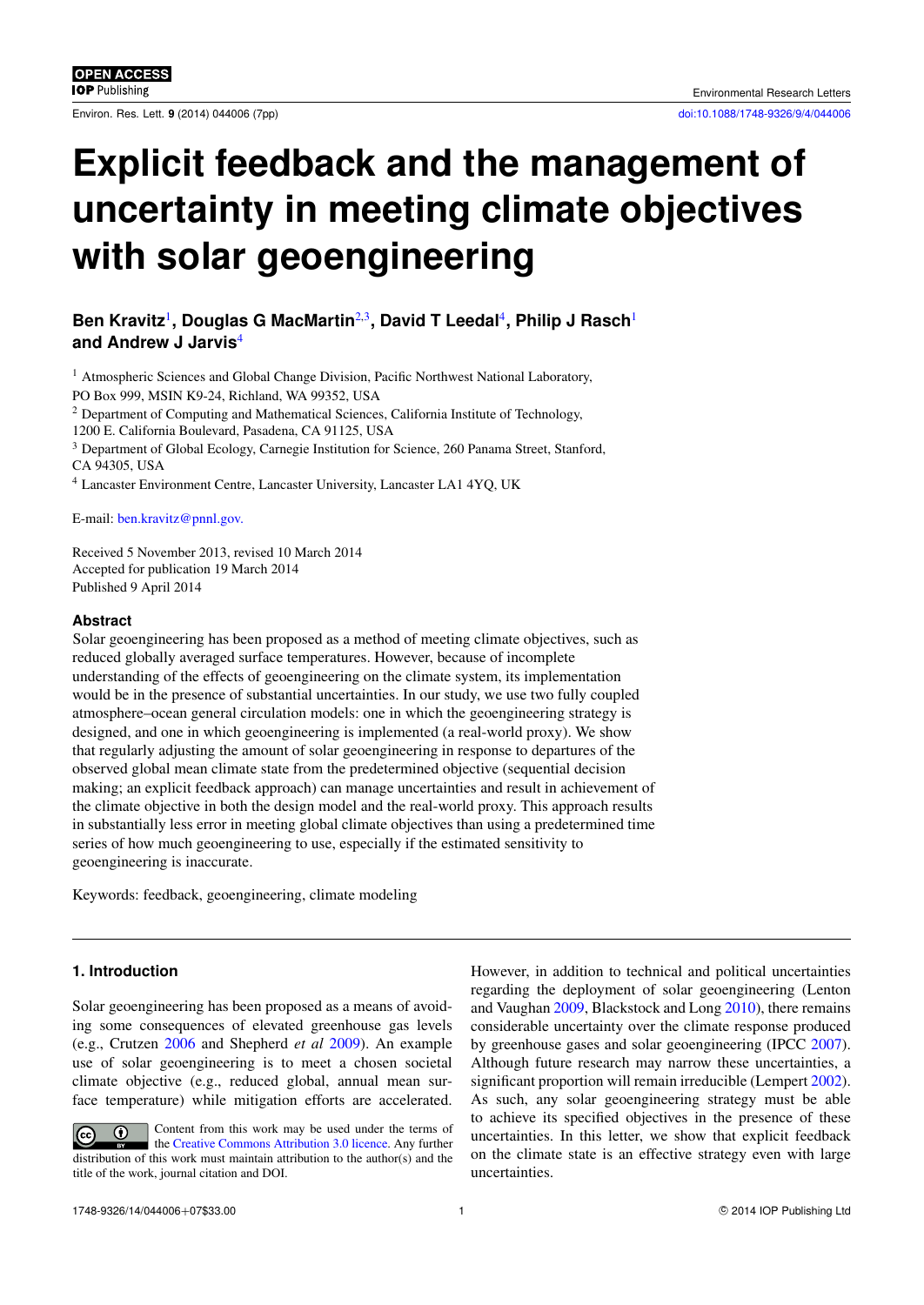# Explicit feedback and the management of uncertainty in meeting climate objectives with solar geoengineering

**Ben Kravitz**[1], **Douglas G MacMartin**[2,3], **David T Leedal**[4], **Philip J Rasch**[1] **and Andrew J Jarvis**[4]

[1] Atmospheric Sciences and Global Change Division, Pacific Northwest National Laboratory, PO Box 999, MSIN K9-24, Richland, WA 99352, USA

[2] Department of Computing and Mathematical Sciences, California Institute of Technology, 1200 E. California Boulevard, Pasadena, CA 91125, USA

[3] Department of Global Ecology, Carnegie Institution for Science, 260 Panama Street, Stanford, CA 94305, USA

[4] Lancaster Environment Centre, Lancaster University, Lancaster LA1 4YQ, UK

E-mail: ben.kravitz@pnnl.gov.

Received 5 November 2013, revised 10 March 2014
Accepted for publication 19 March 2014
Published 9 April 2014

## Abstract

Solar geoengineering has been proposed as a method of meeting climate objectives, such as reduced globally averaged surface temperatures. However, because of incomplete understanding of the effects of geoengineering on the climate system, its implementation would be in the presence of substantial uncertainties. In our study, we use two fully coupled atmosphere–ocean general circulation models: one in which the geoengineering strategy is designed, and one in which geoengineering is implemented (a real-world proxy). We show that regularly adjusting the amount of solar geoengineering in response to departures of the observed global mean climate state from the predetermined objective (sequential decision making; an explicit feedback approach) can manage uncertainties and result in achievement of the climate objective in both the design model and the real-world proxy. This approach results in substantially less error in meeting global climate objectives than using a predetermined time series of how much geoengineering to use, especially if the estimated sensitivity to geoengineering is inaccurate.

Keywords: feedback, geoengineering, climate modeling

## 1. Introduction

Solar geoengineering has been proposed as a means of avoiding some consequences of elevated greenhouse gas levels (e.g., Crutzen 2006 and Shepherd *et al* 2009). An example use of solar geoengineering is to meet a chosen societal climate objective (e.g., reduced global, annual mean surface temperature) while mitigation efforts are accelerated. However, in addition to technical and political uncertainties regarding the deployment of solar geoengineering (Lenton and Vaughan 2009, Blackstock and Long 2010), there remains considerable uncertainty over the climate response produced by greenhouse gases and solar geoengineering (IPCC 2007). Although future research may narrow these uncertainties, a significant proportion will remain irreducible (Lempert 2002). As such, any solar geoengineering strategy must be able to achieve its specified objectives in the presence of these uncertainties. In this letter, we show that explicit feedback on the climate state is an effective strategy even with large uncertainties.

Content from this work may be used under the terms of the Creative Commons Attribution 3.0 licence. Any further distribution of this work must maintain attribution to the author(s) and the title of the work, journal citation and DOI.

1748-9326/14/044006+07$33.00 © 2014 IOP Publishing Ltd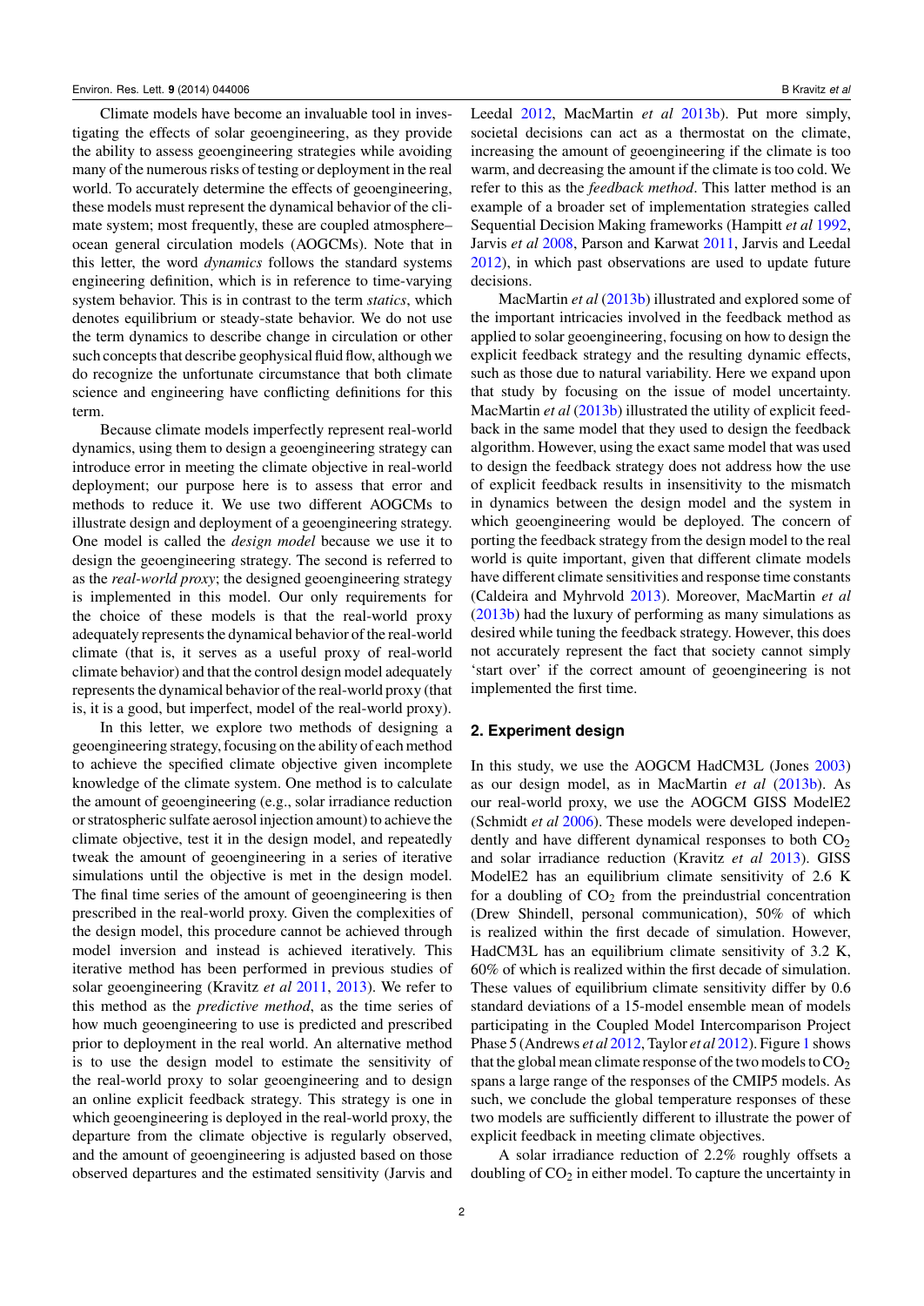Climate models have become an invaluable tool in investigating the effects of solar geoengineering, as they provide the ability to assess geoengineering strategies while avoiding many of the numerous risks of testing or deployment in the real world. To accurately determine the effects of geoengineering, these models must represent the dynamical behavior of the climate system; most frequently, these are coupled atmosphere–ocean general circulation models (AOGCMs). Note that in this letter, the word *dynamics* follows the standard systems engineering definition, which is in reference to time-varying system behavior. This is in contrast to the term *statics*, which denotes equilibrium or steady-state behavior. We do not use the term dynamics to describe change in circulation or other such concepts that describe geophysical fluid flow, although we do recognize the unfortunate circumstance that both climate science and engineering have conflicting definitions for this term.

Because climate models imperfectly represent real-world dynamics, using them to design a geoengineering strategy can introduce error in meeting the climate objective in real-world deployment; our purpose here is to assess that error and methods to reduce it. We use two different AOGCMs to illustrate design and deployment of a geoengineering strategy. One model is called the *design model* because we use it to design the geoengineering strategy. The second is referred to as the *real-world proxy*; the designed geoengineering strategy is implemented in this model. Our only requirements for the choice of these models is that the real-world proxy adequately represents the dynamical behavior of the real-world climate (that is, it serves as a useful proxy of real-world climate behavior) and that the control design model adequately represents the dynamical behavior of the real-world proxy (that is, it is a good, but imperfect, model of the real-world proxy).

In this letter, we explore two methods of designing a geoengineering strategy, focusing on the ability of each method to achieve the specified climate objective given incomplete knowledge of the climate system. One method is to calculate the amount of geoengineering (e.g., solar irradiance reduction or stratospheric sulfate aerosol injection amount) to achieve the climate objective, test it in the design model, and repeatedly tweak the amount of geoengineering in a series of iterative simulations until the objective is met in the design model. The final time series of the amount of geoengineering is then prescribed in the real-world proxy. Given the complexities of the design model, this procedure cannot be achieved through model inversion and instead is achieved iteratively. This iterative method has been performed in previous studies of solar geoengineering (Kravitz *et al* 2011, 2013). We refer to this method as the *predictive method*, as the time series of how much geoengineering to use is predicted and prescribed prior to deployment in the real world. An alternative method is to use the design model to estimate the sensitivity of the real-world proxy to solar geoengineering and to design an online explicit feedback strategy. This strategy is one in which geoengineering is deployed in the real-world proxy, the departure from the climate objective is regularly observed, and the amount of geoengineering is adjusted based on those observed departures and the estimated sensitivity (Jarvis and Leedal 2012, MacMartin *et al* 2013b). Put more simply, societal decisions can act as a thermostat on the climate, increasing the amount of geoengineering if the climate is too warm, and decreasing the amount if the climate is too cold. We refer to this as the *feedback method*. This latter method is an example of a broader set of implementation strategies called Sequential Decision Making frameworks (Hampitt *et al* 1992, Jarvis *et al* 2008, Parson and Karwat 2011, Jarvis and Leedal 2012), in which past observations are used to update future decisions.

MacMartin *et al* (2013b) illustrated and explored some of the important intricacies involved in the feedback method as applied to solar geoengineering, focusing on how to design the explicit feedback strategy and the resulting dynamic effects, such as those due to natural variability. Here we expand upon that study by focusing on the issue of model uncertainty. MacMartin *et al* (2013b) illustrated the utility of explicit feedback in the same model that they used to design the feedback algorithm. However, using the exact same model that was used to design the feedback strategy does not address how the use of explicit feedback results in insensitivity to the mismatch in dynamics between the design model and the system in which geoengineering would be deployed. The concern of porting the feedback strategy from the design model to the real world is quite important, given that different climate models have different climate sensitivities and response time constants (Caldeira and Myhrvold 2013). Moreover, MacMartin *et al* (2013b) had the luxury of performing as many simulations as desired while tuning the feedback strategy. However, this does not accurately represent the fact that society cannot simply 'start over' if the correct amount of geoengineering is not implemented the first time.

## 2. Experiment design

In this study, we use the AOGCM HadCM3L (Jones 2003) as our design model, as in MacMartin *et al* (2013b). As our real-world proxy, we use the AOGCM GISS ModelE2 (Schmidt *et al* 2006). These models were developed independently and have different dynamical responses to both $CO_2$ and solar irradiance reduction (Kravitz *et al* 2013). GISS ModelE2 has an equilibrium climate sensitivity of 2.6 K for a doubling of $CO_2$ from the preindustrial concentration (Drew Shindell, personal communication), 50% of which is realized within the first decade of simulation. However, HadCM3L has an equilibrium climate sensitivity of 3.2 K, 60% of which is realized within the first decade of simulation. These values of equilibrium climate sensitivity differ by 0.6 standard deviations of a 15-model ensemble mean of models participating in the Coupled Model Intercomparison Project Phase 5 (Andrews *et al* 2012, Taylor *et al* 2012). Figure 1 shows that the global mean climate response of the two models to $CO_2$ spans a large range of the responses of the CMIP5 models. As such, we conclude the global temperature responses of these two models are sufficiently different to illustrate the power of explicit feedback in meeting climate objectives.

A solar irradiance reduction of 2.2% roughly offsets a doubling of $CO_2$ in either model. To capture the uncertainty in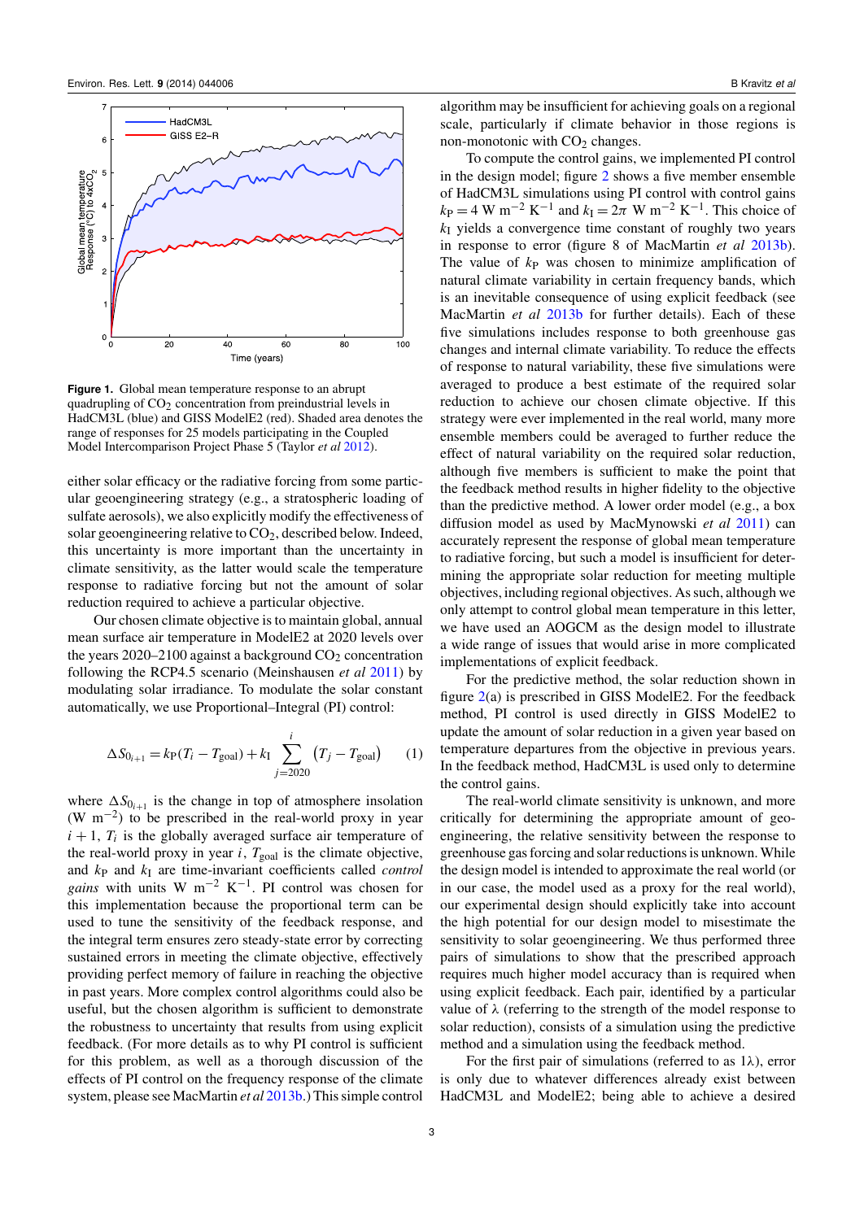**Figure 1.** Global mean temperature response to an abrupt quadrupling of $CO_2$ concentration from preindustrial levels in HadCM3L (blue) and GISS ModelE2 (red). Shaded area denotes the range of responses for 25 models participating in the Coupled Model Intercomparison Project Phase 5 (Taylor *et al* 2012).

either solar efficacy or the radiative forcing from some particular geoengineering strategy (e.g., a stratospheric loading of sulfate aerosols), we also explicitly modify the effectiveness of solar geoengineering relative to $CO_2$, described below. Indeed, this uncertainty is more important than the uncertainty in climate sensitivity, as the latter would scale the temperature response to radiative forcing but not the amount of solar reduction required to achieve a particular objective.

Our chosen climate objective is to maintain global, annual mean surface air temperature in ModelE2 at 2020 levels over the years 2020–2100 against a background $CO_2$ concentration following the RCP4.5 scenario (Meinshausen *et al* 2011) by modulating solar irradiance. To modulate the solar constant automatically, we use Proportional–Integral (PI) control:

$$\Delta S_{0_{i+1}} = k_P(T_i - T_{goal}) + k_I \sum_{j=2020}^{i} \left(T_j - T_{goal}\right) \qquad (1)$$

where $\Delta S_{0_{i+1}}$ is the change in top of atmosphere insolation (W m$^{-2}$) to be prescribed in the real-world proxy in year $i+1$, $T_i$ is the globally averaged surface air temperature of the real-world proxy in year $i$, $T_{goal}$ is the climate objective, and $k_P$ and $k_I$ are time-invariant coefficients called *control gains* with units W m$^{-2}$ K$^{-1}$. PI control was chosen for this implementation because the proportional term can be used to tune the sensitivity of the feedback response, and the integral term ensures zero steady-state error by correcting sustained errors in meeting the climate objective, effectively providing perfect memory of failure in reaching the objective in past years. More complex control algorithms could also be useful, but the chosen algorithm is sufficient to demonstrate the robustness to uncertainty that results from using explicit feedback. (For more details as to why PI control is sufficient for this problem, as well as a thorough discussion of the effects of PI control on the frequency response of the climate system, please see MacMartin *et al* 2013b.) This simple control algorithm may be insufficient for achieving goals on a regional scale, particularly if climate behavior in those regions is non-monotonic with $CO_2$ changes.

To compute the control gains, we implemented PI control in the design model; figure 2 shows a five member ensemble of HadCM3L simulations using PI control with control gains $k_P = 4$ W m$^{-2}$ K$^{-1}$ and $k_I = 2\pi$ W m$^{-2}$ K$^{-1}$. This choice of $k_I$ yields a convergence time constant of roughly two years in response to error (figure 8 of MacMartin *et al* 2013b). The value of $k_P$ was chosen to minimize amplification of natural climate variability in certain frequency bands, which is an inevitable consequence of using explicit feedback (see MacMartin *et al* 2013b for further details). Each of these five simulations includes response to both greenhouse gas changes and internal climate variability. To reduce the effects of response to natural variability, these five simulations were averaged to produce a best estimate of the required solar reduction to achieve our chosen climate objective. If this strategy were ever implemented in the real world, many more ensemble members could be averaged to further reduce the effect of natural variability on the required solar reduction, although five members is sufficient to make the point that the feedback method results in higher fidelity to the objective than the predictive method. A lower order model (e.g., a box diffusion model as used by MacMynowski *et al* 2011) can accurately represent the response of global mean temperature to radiative forcing, but such a model is insufficient for determining the appropriate solar reduction for meeting multiple objectives, including regional objectives. As such, although we only attempt to control global mean temperature in this letter, we have used an AOGCM as the design model to illustrate a wide range of issues that would arise in more complicated implementations of explicit feedback.

For the predictive method, the solar reduction shown in figure 2(a) is prescribed in GISS ModelE2. For the feedback method, PI control is used directly in GISS ModelE2 to update the amount of solar reduction in a given year based on temperature departures from the objective in previous years. In the feedback method, HadCM3L is used only to determine the control gains.

The real-world climate sensitivity is unknown, and more critically for determining the appropriate amount of geoengineering, the relative sensitivity between the response to greenhouse gas forcing and solar reductions is unknown. While the design model is intended to approximate the real world (or in our case, the model used as a proxy for the real world), our experimental design should explicitly take into account the high potential for our design model to misestimate the sensitivity to solar geoengineering. We thus performed three pairs of simulations to show that the prescribed approach requires much higher model accuracy than is required when using explicit feedback. Each pair, identified by a particular value of $\lambda$ (referring to the strength of the model response to solar reduction), consists of a simulation using the predictive method and a simulation using the feedback method.

For the first pair of simulations (referred to as $1\lambda$), error is only due to whatever differences already exist between HadCM3L and ModelE2; being able to achieve a desired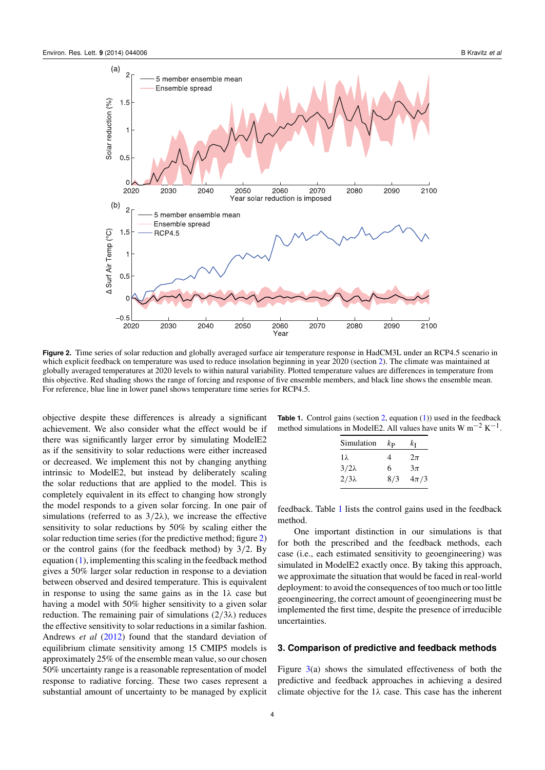**Figure 2.** Time series of solar reduction and globally averaged surface air temperature response in HadCM3L under an RCP4.5 scenario in which explicit feedback on temperature was used to reduce insolation beginning in year 2020 (section 2). The climate was maintained at globally averaged temperatures at 2020 levels to within natural variability. Plotted temperature values are differences in temperature from this objective. Red shading shows the range of forcing and response of five ensemble members, and black line shows the ensemble mean. For reference, blue line in lower panel shows temperature time series for RCP4.5.

objective despite these differences is already a significant achievement. We also consider what the effect would be if there was significantly larger error by simulating ModelE2 as if the sensitivity to solar reductions were either increased or decreased. We implement this not by changing anything intrinsic to ModelE2, but instead by deliberately scaling the solar reductions that are applied to the model. This is completely equivalent in its effect to changing how strongly the model responds to a given solar forcing. In one pair of simulations (referred to as $3/2\lambda$), we increase the effective sensitivity to solar reductions by 50% by scaling either the solar reduction time series (for the predictive method; figure 2) or the control gains (for the feedback method) by $3/2$. By equation (1), implementing this scaling in the feedback method gives a 50% larger solar reduction in response to a deviation between observed and desired temperature. This is equivalent in response to using the same gains as in the $1\lambda$ case but having a model with 50% higher sensitivity to a given solar reduction. The remaining pair of simulations ($2/3\lambda$) reduces the effective sensitivity to solar reductions in a similar fashion. Andrews *et al* (2012) found that the standard deviation of equilibrium climate sensitivity among 15 CMIP5 models is approximately 25% of the ensemble mean value, so our chosen 50% uncertainty range is a reasonable representation of model response to radiative forcing. These two cases represent a substantial amount of uncertainty to be managed by explicit feedback. Table 1 lists the control gains used in the feedback method.

**Table 1.** Control gains (section 2, equation (1)) used in the feedback method simulations in ModelE2. All values have units W $m^{-2}$ $K^{-1}$.

| Simulation | $k_P$ | $k_I$ |
|---|---|---|
| $1\lambda$ | 4 | $2\pi$ |
| $3/2\lambda$ | 6 | $3\pi$ |
| $2/3\lambda$ | $8/3$ | $4\pi/3$ |

One important distinction in our simulations is that for both the prescribed and the feedback methods, each case (i.e., each estimated sensitivity to geoengineering) was simulated in ModelE2 exactly once. By taking this approach, we approximate the situation that would be faced in real-world deployment: to avoid the consequences of too much or too little geoengineering, the correct amount of geoengineering must be implemented the first time, despite the presence of irreducible uncertainties.

## 3. Comparison of predictive and feedback methods

Figure 3(a) shows the simulated effectiveness of both the predictive and feedback approaches in achieving a desired climate objective for the $1\lambda$ case. This case has the inherent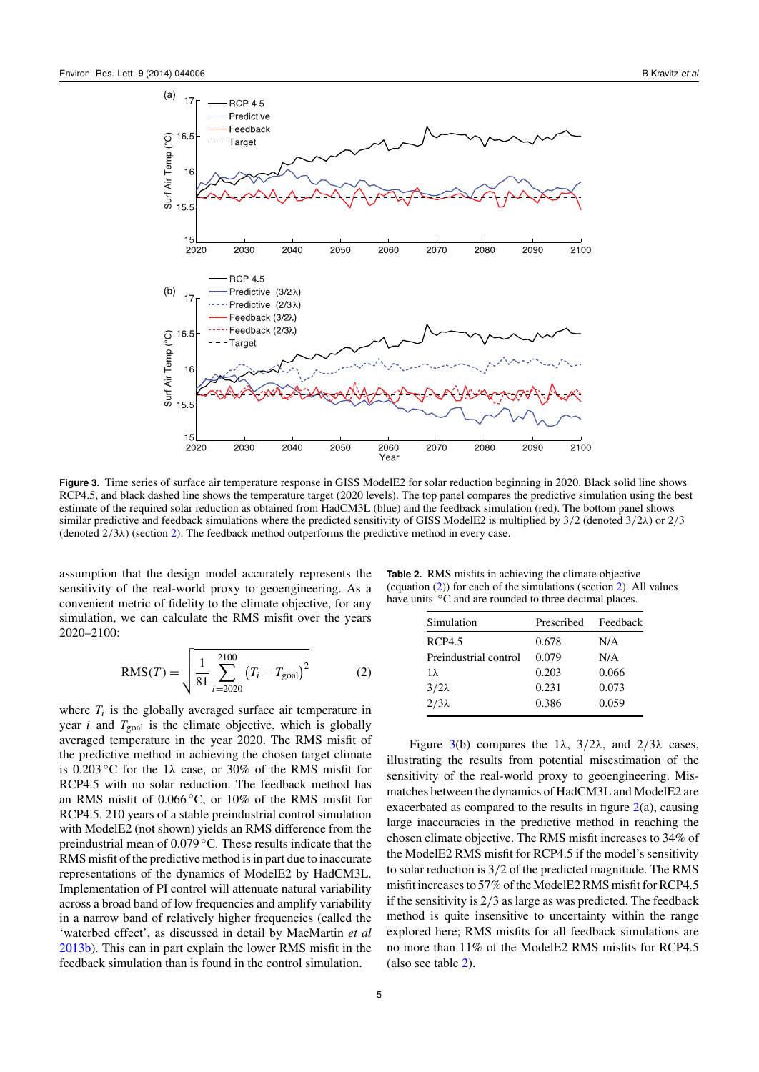**Figure 3.** Time series of surface air temperature response in GISS ModelE2 for solar reduction beginning in 2020. Black solid line shows RCP4.5, and black dashed line shows the temperature target (2020 levels). The top panel compares the predictive simulation using the best estimate of the required solar reduction as obtained from HadCM3L (blue) and the feedback simulation (red). The bottom panel shows similar predictive and feedback simulations where the predicted sensitivity of GISS ModelE2 is multiplied by 3/2 (denoted 3/2λ) or 2/3 (denoted 2/3λ) (section 2). The feedback method outperforms the predictive method in every case.

assumption that the design model accurately represents the sensitivity of the real-world proxy to geoengineering. As a convenient metric of fidelity to the climate objective, for any simulation, we can calculate the RMS misfit over the years 2020–2100:

$$\mathrm{RMS}(T) = \sqrt{\frac{1}{81}\sum_{i=2020}^{2100}\left(T_i - T_{\mathrm{goal}}\right)^2} \qquad (2)$$

where $T_i$ is the globally averaged surface air temperature in year $i$ and $T_{\mathrm{goal}}$ is the climate objective, which is globally averaged temperature in the year 2020. The RMS misfit of the predictive method in achieving the chosen target climate is 0.203 °C for the 1λ case, or 30% of the RMS misfit for RCP4.5 with no solar reduction. The feedback method has an RMS misfit of 0.066 °C, or 10% of the RMS misfit for RCP4.5. 210 years of a stable preindustrial control simulation with ModelE2 (not shown) yields an RMS difference from the preindustrial mean of 0.079 °C. These results indicate that the RMS misfit of the predictive method is in part due to inaccurate representations of the dynamics of ModelE2 by HadCM3L. Implementation of PI control will attenuate natural variability across a broad band of low frequencies and amplify variability in a narrow band of relatively higher frequencies (called the 'waterbed effect', as discussed in detail by MacMartin *et al* 2013b). This can in part explain the lower RMS misfit in the feedback simulation than is found in the control simulation.

**Table 2.** RMS misfits in achieving the climate objective (equation (2)) for each of the simulations (section 2). All values have units °C and are rounded to three decimal places.

| Simulation | Prescribed | Feedback |
|---|---|---|
| RCP4.5 | 0.678 | N/A |
| Preindustrial control | 0.079 | N/A |
| 1λ | 0.203 | 0.066 |
| 3/2λ | 0.231 | 0.073 |
| 2/3λ | 0.386 | 0.059 |

Figure 3(b) compares the 1λ, 3/2λ, and 2/3λ cases, illustrating the results from potential misestimation of the sensitivity of the real-world proxy to geoengineering. Mismatches between the dynamics of HadCM3L and ModelE2 are exacerbated as compared to the results in figure 2(a), causing large inaccuracies in the predictive method in reaching the chosen climate objective. The RMS misfit increases to 34% of the ModelE2 RMS misfit for RCP4.5 if the model's sensitivity to solar reduction is 3/2 of the predicted magnitude. The RMS misfit increases to 57% of the ModelE2 RMS misfit for RCP4.5 if the sensitivity is 2/3 as large as was predicted. The feedback method is quite insensitive to uncertainty within the range explored here; RMS misfits for all feedback simulations are no more than 11% of the ModelE2 RMS misfits for RCP4.5 (also see table 2).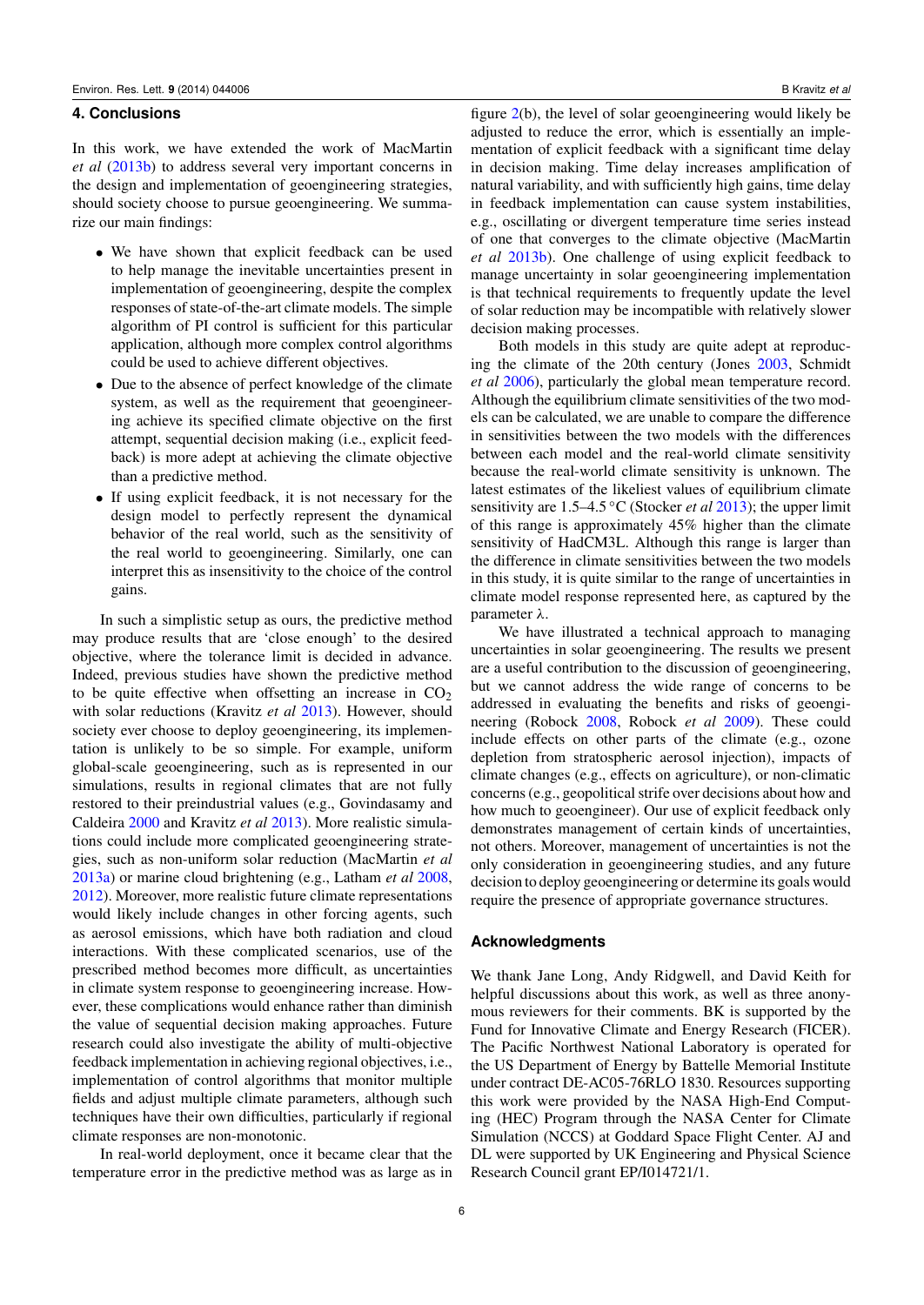## 4. Conclusions

In this work, we have extended the work of MacMartin *et al* (2013b) to address several very important concerns in the design and implementation of geoengineering strategies, should society choose to pursue geoengineering. We summarize our main findings:

- We have shown that explicit feedback can be used to help manage the inevitable uncertainties present in implementation of geoengineering, despite the complex responses of state-of-the-art climate models. The simple algorithm of PI control is sufficient for this particular application, although more complex control algorithms could be used to achieve different objectives.
- Due to the absence of perfect knowledge of the climate system, as well as the requirement that geoengineering achieve its specified climate objective on the first attempt, sequential decision making (i.e., explicit feedback) is more adept at achieving the climate objective than a predictive method.
- If using explicit feedback, it is not necessary for the design model to perfectly represent the dynamical behavior of the real world, such as the sensitivity of the real world to geoengineering. Similarly, one can interpret this as insensitivity to the choice of the control gains.

In such a simplistic setup as ours, the predictive method may produce results that are 'close enough' to the desired objective, where the tolerance limit is decided in advance. Indeed, previous studies have shown the predictive method to be quite effective when offsetting an increase in $CO_2$ with solar reductions (Kravitz *et al* 2013). However, should society ever choose to deploy geoengineering, its implementation is unlikely to be so simple. For example, uniform global-scale geoengineering, such as is represented in our simulations, results in regional climates that are not fully restored to their preindustrial values (e.g., Govindasamy and Caldeira 2000 and Kravitz *et al* 2013). More realistic simulations could include more complicated geoengineering strategies, such as non-uniform solar reduction (MacMartin *et al* 2013a) or marine cloud brightening (e.g., Latham *et al* 2008, 2012). Moreover, more realistic future climate representations would likely include changes in other forcing agents, such as aerosol emissions, which have both radiation and cloud interactions. With these complicated scenarios, use of the prescribed method becomes more difficult, as uncertainties in climate system response to geoengineering increase. However, these complications would enhance rather than diminish the value of sequential decision making approaches. Future research could also investigate the ability of multi-objective feedback implementation in achieving regional objectives, i.e., implementation of control algorithms that monitor multiple fields and adjust multiple climate parameters, although such techniques have their own difficulties, particularly if regional climate responses are non-monotonic.

In real-world deployment, once it became clear that the temperature error in the predictive method was as large as in figure 2(b), the level of solar geoengineering would likely be adjusted to reduce the error, which is essentially an implementation of explicit feedback with a significant time delay in decision making. Time delay increases amplification of natural variability, and with sufficiently high gains, time delay in feedback implementation can cause system instabilities, e.g., oscillating or divergent temperature time series instead of one that converges to the climate objective (MacMartin *et al* 2013b). One challenge of using explicit feedback to manage uncertainty in solar geoengineering implementation is that technical requirements to frequently update the level of solar reduction may be incompatible with relatively slower decision making processes.

Both models in this study are quite adept at reproducing the climate of the 20th century (Jones 2003, Schmidt *et al* 2006), particularly the global mean temperature record. Although the equilibrium climate sensitivities of the two models can be calculated, we are unable to compare the difference in sensitivities between the two models with the differences between each model and the real-world climate sensitivity because the real-world climate sensitivity is unknown. The latest estimates of the likeliest values of equilibrium climate sensitivity are 1.5–4.5 °C (Stocker *et al* 2013); the upper limit of this range is approximately 45% higher than the climate sensitivity of HadCM3L. Although this range is larger than the difference in climate sensitivities between the two models in this study, it is quite similar to the range of uncertainties in climate model response represented here, as captured by the parameter $\lambda$.

We have illustrated a technical approach to managing uncertainties in solar geoengineering. The results we present are a useful contribution to the discussion of geoengineering, but we cannot address the wide range of concerns to be addressed in evaluating the benefits and risks of geoengineering (Robock 2008, Robock *et al* 2009). These could include effects on other parts of the climate (e.g., ozone depletion from stratospheric aerosol injection), impacts of climate changes (e.g., effects on agriculture), or non-climatic concerns (e.g., geopolitical strife over decisions about how and how much to geoengineer). Our use of explicit feedback only demonstrates management of certain kinds of uncertainties, not others. Moreover, management of uncertainties is not the only consideration in geoengineering studies, and any future decision to deploy geoengineering or determine its goals would require the presence of appropriate governance structures.

## Acknowledgments

We thank Jane Long, Andy Ridgwell, and David Keith for helpful discussions about this work, as well as three anonymous reviewers for their comments. BK is supported by the Fund for Innovative Climate and Energy Research (FICER). The Pacific Northwest National Laboratory is operated for the US Department of Energy by Battelle Memorial Institute under contract DE-AC05-76RLO 1830. Resources supporting this work were provided by the NASA High-End Computing (HEC) Program through the NASA Center for Climate Simulation (NCCS) at Goddard Space Flight Center. AJ and DL were supported by UK Engineering and Physical Science Research Council grant EP/I014721/1.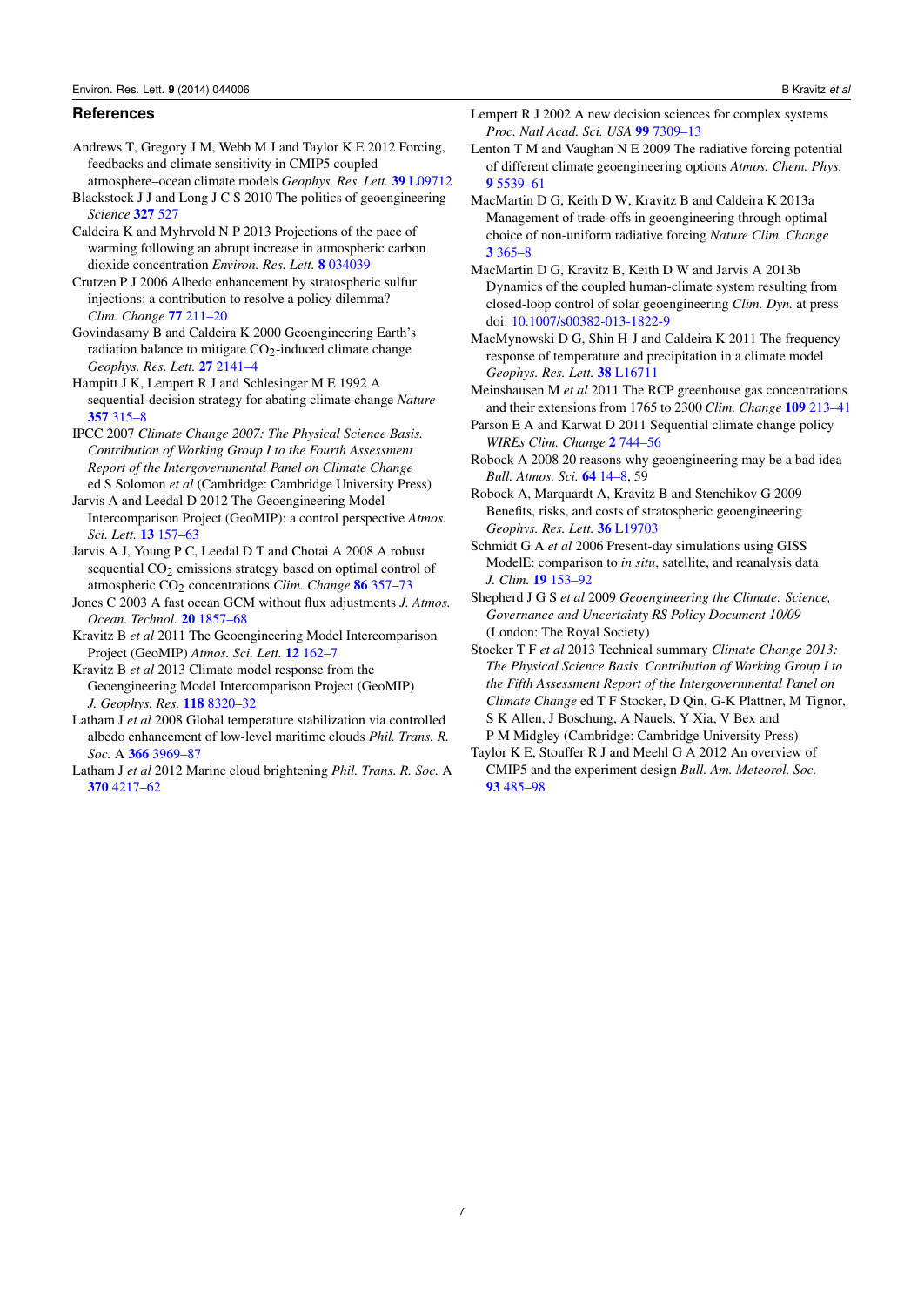## References

Andrews T, Gregory J M, Webb M J and Taylor K E 2012 Forcing, feedbacks and climate sensitivity in CMIP5 coupled atmosphere–ocean climate models *Geophys. Res. Lett.* **39** L09712

Blackstock J J and Long J C S 2010 The politics of geoengineering *Science* **327** 527

Caldeira K and Myhrvold N P 2013 Projections of the pace of warming following an abrupt increase in atmospheric carbon dioxide concentration *Environ. Res. Lett.* **8** 034039

Crutzen P J 2006 Albedo enhancement by stratospheric sulfur injections: a contribution to resolve a policy dilemma? *Clim. Change* **77** 211–20

Govindasamy B and Caldeira K 2000 Geoengineering Earth's radiation balance to mitigate $CO_2$-induced climate change *Geophys. Res. Lett.* **27** 2141–4

Hampitt J K, Lempert R J and Schlesinger M E 1992 A sequential-decision strategy for abating climate change *Nature* **357** 315–8

IPCC 2007 *Climate Change 2007: The Physical Science Basis. Contribution of Working Group I to the Fourth Assessment Report of the Intergovernmental Panel on Climate Change* ed S Solomon *et al* (Cambridge: Cambridge University Press)

Jarvis A and Leedal D 2012 The Geoengineering Model Intercomparison Project (GeoMIP): a control perspective *Atmos. Sci. Lett.* **13** 157–63

Jarvis A J, Young P C, Leedal D T and Chotai A 2008 A robust sequential $CO_2$ emissions strategy based on optimal control of atmospheric $CO_2$ concentrations *Clim. Change* **86** 357–73

Jones C 2003 A fast ocean GCM without flux adjustments *J. Atmos. Ocean. Technol.* **20** 1857–68

Kravitz B *et al* 2011 The Geoengineering Model Intercomparison Project (GeoMIP) *Atmos. Sci. Lett.* **12** 162–7

Kravitz B *et al* 2013 Climate model response from the Geoengineering Model Intercomparison Project (GeoMIP) *J. Geophys. Res.* **118** 8320–32

Latham J *et al* 2008 Global temperature stabilization via controlled albedo enhancement of low-level maritime clouds *Phil. Trans. R. Soc.* A **366** 3969–87

Latham J *et al* 2012 Marine cloud brightening *Phil. Trans. R. Soc.* A **370** 4217–62

Lempert R J 2002 A new decision sciences for complex systems *Proc. Natl Acad. Sci. USA* **99** 7309–13

Lenton T M and Vaughan N E 2009 The radiative forcing potential of different climate geoengineering options *Atmos. Chem. Phys.* **9** 5539–61

MacMartin D G, Keith D W, Kravitz B and Caldeira K 2013a Management of trade-offs in geoengineering through optimal choice of non-uniform radiative forcing *Nature Clim. Change* **3** 365–8

MacMartin D G, Kravitz B, Keith D W and Jarvis A 2013b Dynamics of the coupled human-climate system resulting from closed-loop control of solar geoengineering *Clim. Dyn.* at press doi: 10.1007/s00382-013-1822-9

MacMynowski D G, Shin H-J and Caldeira K 2011 The frequency response of temperature and precipitation in a climate model *Geophys. Res. Lett.* **38** L16711

Meinshausen M *et al* 2011 The RCP greenhouse gas concentrations and their extensions from 1765 to 2300 *Clim. Change* **109** 213–41

Parson E A and Karwat D 2011 Sequential climate change policy *WIREs Clim. Change* **2** 744–56

Robock A 2008 20 reasons why geoengineering may be a bad idea *Bull. Atmos. Sci.* **64** 14–8, 59

Robock A, Marquardt A, Kravitz B and Stenchikov G 2009 Benefits, risks, and costs of stratospheric geoengineering *Geophys. Res. Lett.* **36** L19703

Schmidt G A *et al* 2006 Present-day simulations using GISS ModelE: comparison to *in situ*, satellite, and reanalysis data *J. Clim.* **19** 153–92

Shepherd J G S *et al* 2009 *Geoengineering the Climate: Science, Governance and Uncertainty RS Policy Document 10/09* (London: The Royal Society)

Stocker T F *et al* 2013 Technical summary *Climate Change 2013: The Physical Science Basis. Contribution of Working Group I to the Fifth Assessment Report of the Intergovernmental Panel on Climate Change* ed T F Stocker, D Qin, G-K Plattner, M Tignor, S K Allen, J Boschung, A Nauels, Y Xia, V Bex and P M Midgley (Cambridge: Cambridge University Press)

Taylor K E, Stouffer R J and Meehl G A 2012 An overview of CMIP5 and the experiment design *Bull. Am. Meteorol. Soc.* **93** 485–98